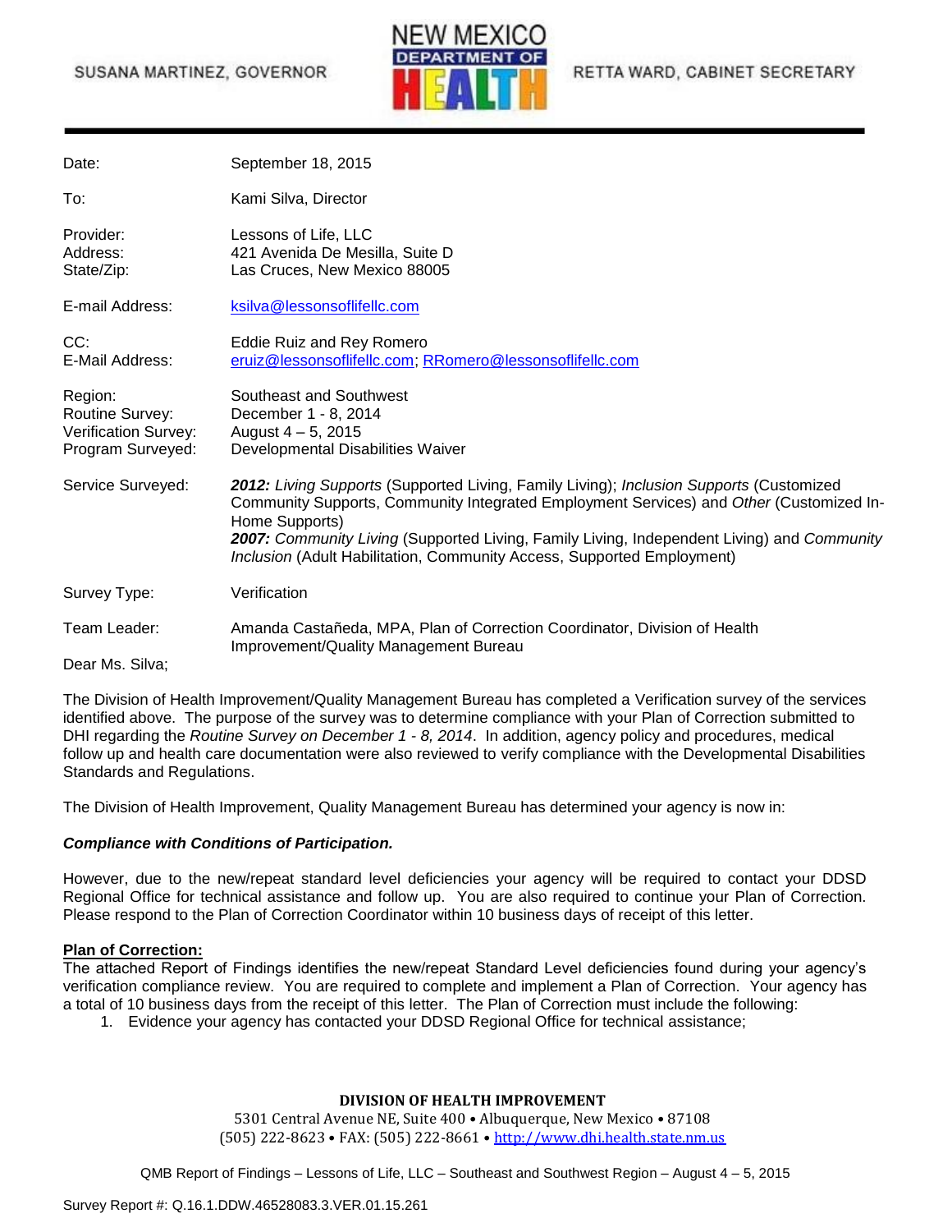SUSANA MARTINEZ, GOVERNOR

NEW MEXICO DEPARTMENT OF HEALTH

RETTA WARD, CABINET SECRETARY

| | |
|---|---|
| Date: | September 18, 2015 |
| To: | Kami Silva, Director |
| Provider: | Lessons of Life, LLC |
| Address: | 421 Avenida De Mesilla, Suite D |
| State/Zip: | Las Cruces, New Mexico 88005 |
| E-mail Address: | ksilva@lessonsoflifellc.com |
| CC: | Eddie Ruiz and Rey Romero |
| E-Mail Address: | eruiz@lessonsoflifellc.com; RRomero@lessonsoflifellc.com |
| Region: | Southeast and Southwest |
| Routine Survey: | December 1 - 8, 2014 |
| Verification Survey: | August 4 – 5, 2015 |
| Program Surveyed: | Developmental Disabilities Waiver |
| Service Surveyed: | ***2012:*** *Living Supports* (Supported Living, Family Living); *Inclusion Supports* (Customized Community Supports, Community Integrated Employment Services) and *Other* (Customized In-Home Supports)<br>***2007:*** *Community Living* (Supported Living, Family Living, Independent Living) and *Community Inclusion* (Adult Habilitation, Community Access, Supported Employment) |
| Survey Type: | Verification |
| Team Leader: | Amanda Castañeda, MPA, Plan of Correction Coordinator, Division of Health Improvement/Quality Management Bureau |

Dear Ms. Silva;

The Division of Health Improvement/Quality Management Bureau has completed a Verification survey of the services identified above. The purpose of the survey was to determine compliance with your Plan of Correction submitted to DHI regarding the *Routine Survey on December 1 - 8, 2014*. In addition, agency policy and procedures, medical follow up and health care documentation were also reviewed to verify compliance with the Developmental Disabilities Standards and Regulations.

The Division of Health Improvement, Quality Management Bureau has determined your agency is now in:

***Compliance with Conditions of Participation.***

However, due to the new/repeat standard level deficiencies your agency will be required to contact your DDSD Regional Office for technical assistance and follow up. You are also required to continue your Plan of Correction. Please respond to the Plan of Correction Coordinator within 10 business days of receipt of this letter.

**Plan of Correction:**

The attached Report of Findings identifies the new/repeat Standard Level deficiencies found during your agency's verification compliance review. You are required to complete and implement a Plan of Correction. Your agency has a total of 10 business days from the receipt of this letter. The Plan of Correction must include the following:

1. Evidence your agency has contacted your DDSD Regional Office for technical assistance;

**DIVISION OF HEALTH IMPROVEMENT**

5301 Central Avenue NE, Suite 400 • Albuquerque, New Mexico • 87108

(505) 222-8623 • FAX: (505) 222-8661 • http://www.dhi.health.state.nm.us

QMB Report of Findings – Lessons of Life, LLC – Southeast and Southwest Region – August 4 – 5, 2015

Survey Report #: Q.16.1.DDW.46528083.3.VER.01.15.261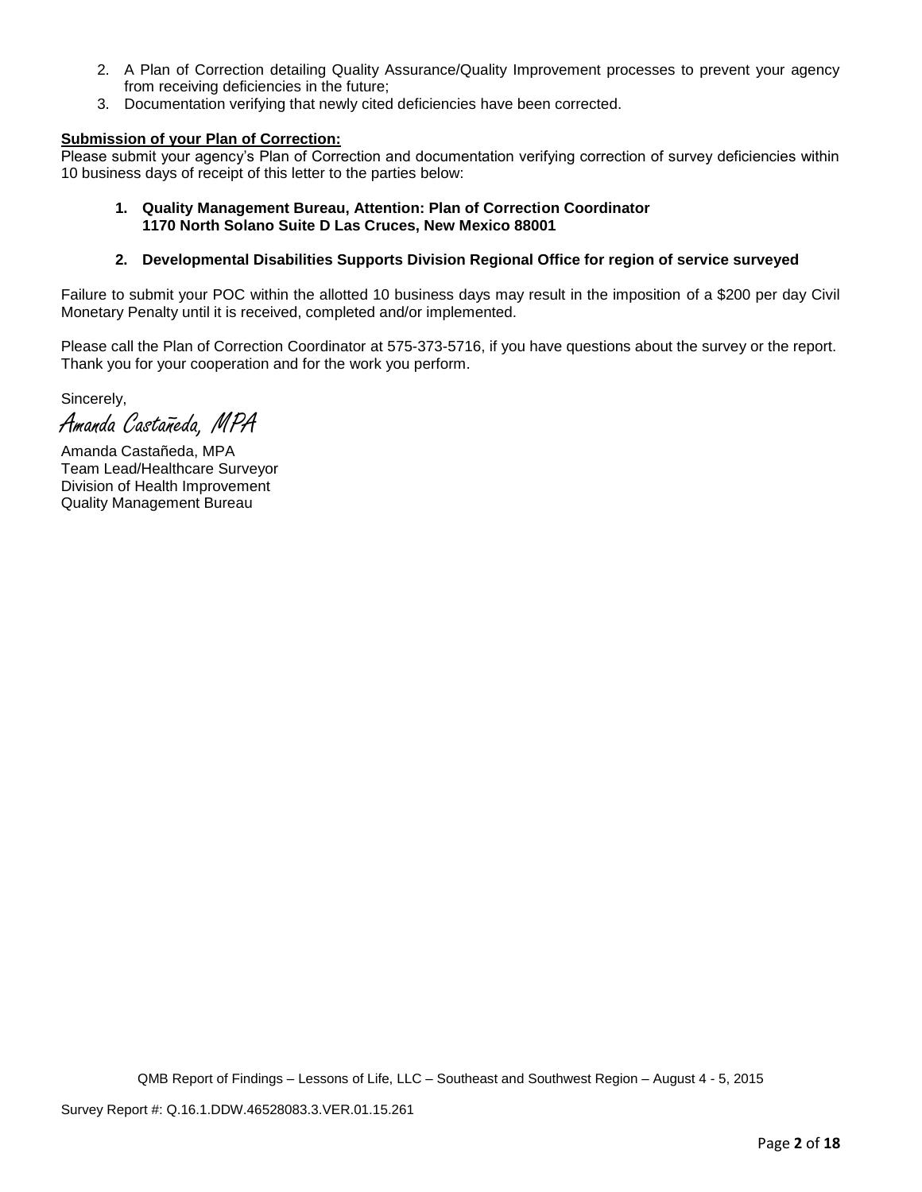2. A Plan of Correction detailing Quality Assurance/Quality Improvement processes to prevent your agency from receiving deficiencies in the future;
3. Documentation verifying that newly cited deficiencies have been corrected.

**Submission of your Plan of Correction:**

Please submit your agency's Plan of Correction and documentation verifying correction of survey deficiencies within 10 business days of receipt of this letter to the parties below:

1. **Quality Management Bureau, Attention: Plan of Correction Coordinator**
   **1170 North Solano Suite D Las Cruces, New Mexico 88001**

2. **Developmental Disabilities Supports Division Regional Office for region of service surveyed**

Failure to submit your POC within the allotted 10 business days may result in the imposition of a $200 per day Civil Monetary Penalty until it is received, completed and/or implemented.

Please call the Plan of Correction Coordinator at 575-373-5716, if you have questions about the survey or the report. Thank you for your cooperation and for the work you perform.

Sincerely,

*Amanda Castañeda, MPA*

Amanda Castañeda, MPA
Team Lead/Healthcare Surveyor
Division of Health Improvement
Quality Management Bureau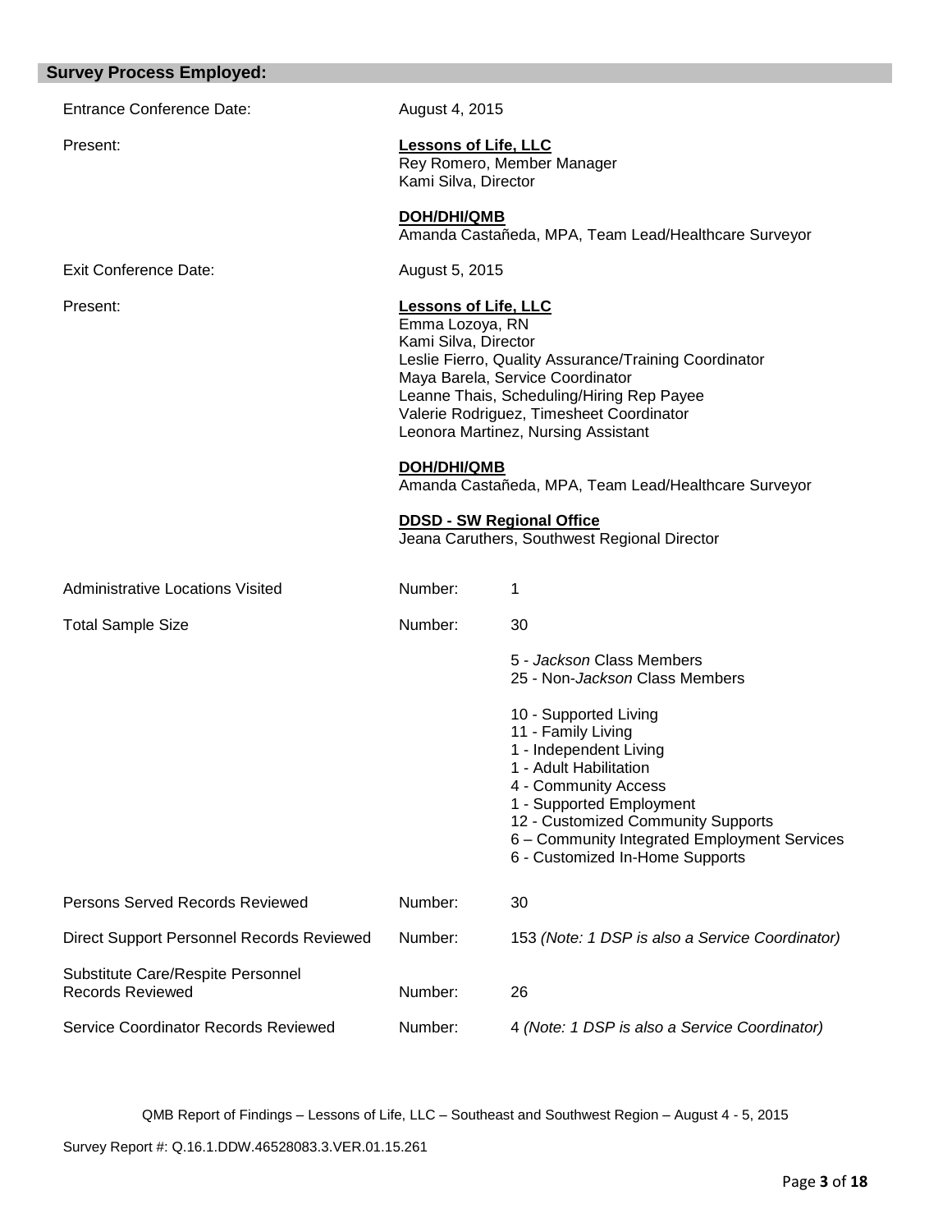## Survey Process Employed:

Entrance Conference Date: August 4, 2015

Present:

**Lessons of Life, LLC**
Rey Romero, Member Manager
Kami Silva, Director

**DOH/DHI/QMB**
Amanda Castañeda, MPA, Team Lead/Healthcare Surveyor

Exit Conference Date: August 5, 2015

Present:

**Lessons of Life, LLC**
Emma Lozoya, RN
Kami Silva, Director
Leslie Fierro, Quality Assurance/Training Coordinator
Maya Barela, Service Coordinator
Leanne Thais, Scheduling/Hiring Rep Payee
Valerie Rodriguez, Timesheet Coordinator
Leonora Martinez, Nursing Assistant

**DOH/DHI/QMB**
Amanda Castañeda, MPA, Team Lead/Healthcare Surveyor

**DDSD - SW Regional Office**
Jeana Caruthers, Southwest Regional Director

Administrative Locations Visited — Number: 1

Total Sample Size — Number: 30

- 5 - *Jackson* Class Members
- 25 - Non-*Jackson* Class Members

- 10 - Supported Living
- 11 - Family Living
- 1 - Independent Living
- 1 - Adult Habilitation
- 4 - Community Access
- 1 - Supported Employment
- 12 - Customized Community Supports
- 6 – Community Integrated Employment Services
- 6 - Customized In-Home Supports

Persons Served Records Reviewed — Number: 30

Direct Support Personnel Records Reviewed — Number: 153 *(Note: 1 DSP is also a Service Coordinator)*

Substitute Care/Respite Personnel Records Reviewed — Number: 26

Service Coordinator Records Reviewed — Number: 4 *(Note: 1 DSP is also a Service Coordinator)*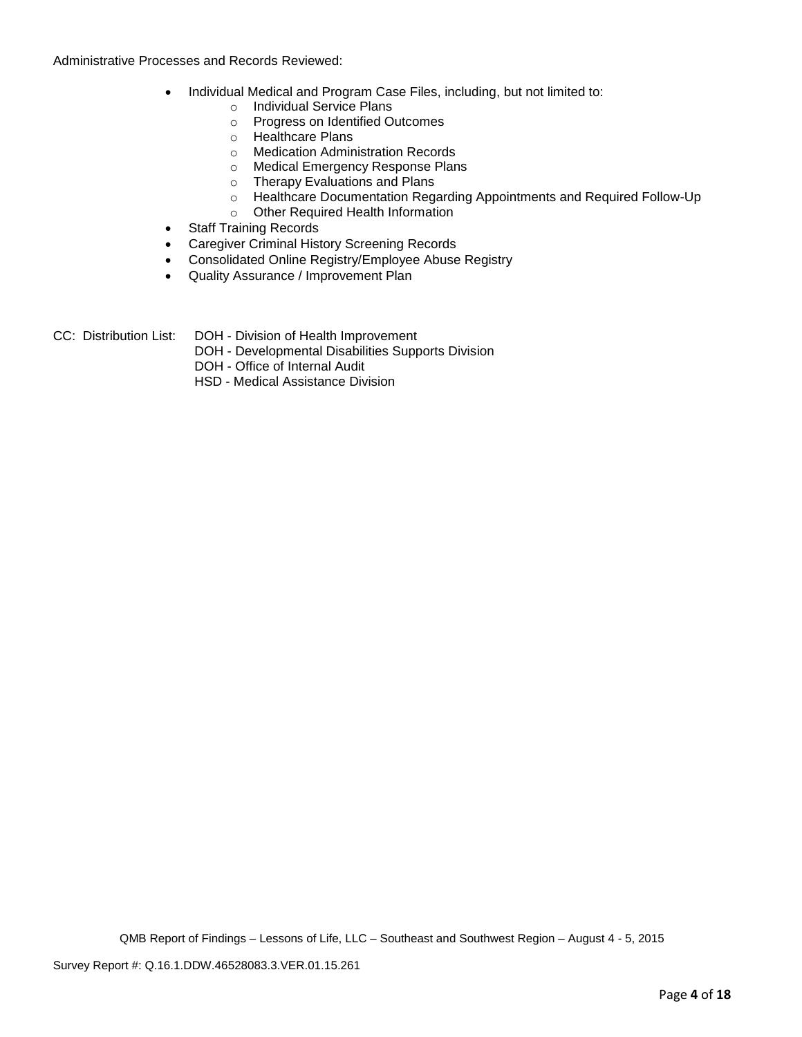Administrative Processes and Records Reviewed:

- Individual Medical and Program Case Files, including, but not limited to:
    - Individual Service Plans
    - Progress on Identified Outcomes
    - Healthcare Plans
    - Medication Administration Records
    - Medical Emergency Response Plans
    - Therapy Evaluations and Plans
    - Healthcare Documentation Regarding Appointments and Required Follow-Up
    - Other Required Health Information
- Staff Training Records
- Caregiver Criminal History Screening Records
- Consolidated Online Registry/Employee Abuse Registry
- Quality Assurance / Improvement Plan

CC: Distribution List: DOH - Division of Health Improvement
DOH - Developmental Disabilities Supports Division
DOH - Office of Internal Audit
HSD - Medical Assistance Division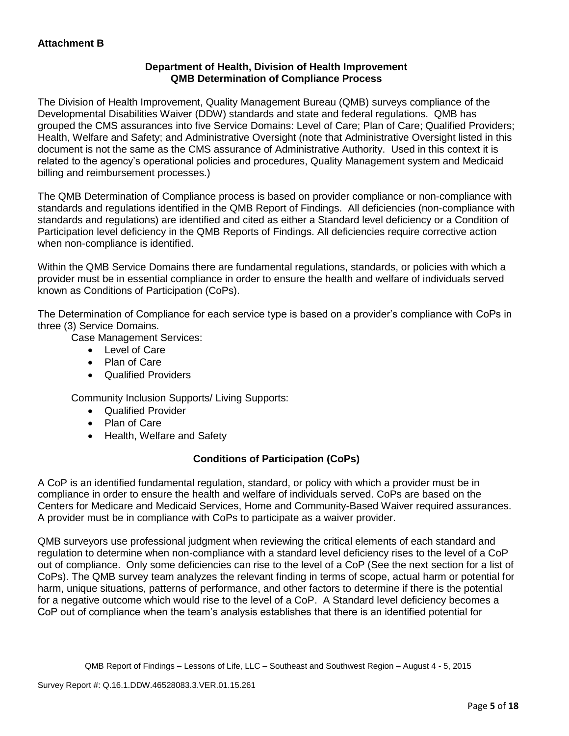**Attachment B**

**Department of Health, Division of Health Improvement**
**QMB Determination of Compliance Process**

The Division of Health Improvement, Quality Management Bureau (QMB) surveys compliance of the Developmental Disabilities Waiver (DDW) standards and state and federal regulations. QMB has grouped the CMS assurances into five Service Domains: Level of Care; Plan of Care; Qualified Providers; Health, Welfare and Safety; and Administrative Oversight (note that Administrative Oversight listed in this document is not the same as the CMS assurance of Administrative Authority. Used in this context it is related to the agency's operational policies and procedures, Quality Management system and Medicaid billing and reimbursement processes.)

The QMB Determination of Compliance process is based on provider compliance or non-compliance with standards and regulations identified in the QMB Report of Findings. All deficiencies (non-compliance with standards and regulations) are identified and cited as either a Standard level deficiency or a Condition of Participation level deficiency in the QMB Reports of Findings. All deficiencies require corrective action when non-compliance is identified.

Within the QMB Service Domains there are fundamental regulations, standards, or policies with which a provider must be in essential compliance in order to ensure the health and welfare of individuals served known as Conditions of Participation (CoPs).

The Determination of Compliance for each service type is based on a provider's compliance with CoPs in three (3) Service Domains.

Case Management Services:

- Level of Care
- Plan of Care
- Qualified Providers

Community Inclusion Supports/ Living Supports:

- Qualified Provider
- Plan of Care
- Health, Welfare and Safety

**Conditions of Participation (CoPs)**

A CoP is an identified fundamental regulation, standard, or policy with which a provider must be in compliance in order to ensure the health and welfare of individuals served. CoPs are based on the Centers for Medicare and Medicaid Services, Home and Community-Based Waiver required assurances. A provider must be in compliance with CoPs to participate as a waiver provider.

QMB surveyors use professional judgment when reviewing the critical elements of each standard and regulation to determine when non-compliance with a standard level deficiency rises to the level of a CoP out of compliance. Only some deficiencies can rise to the level of a CoP (See the next section for a list of CoPs). The QMB survey team analyzes the relevant finding in terms of scope, actual harm or potential for harm, unique situations, patterns of performance, and other factors to determine if there is the potential for a negative outcome which would rise to the level of a CoP. A Standard level deficiency becomes a CoP out of compliance when the team's analysis establishes that there is an identified potential for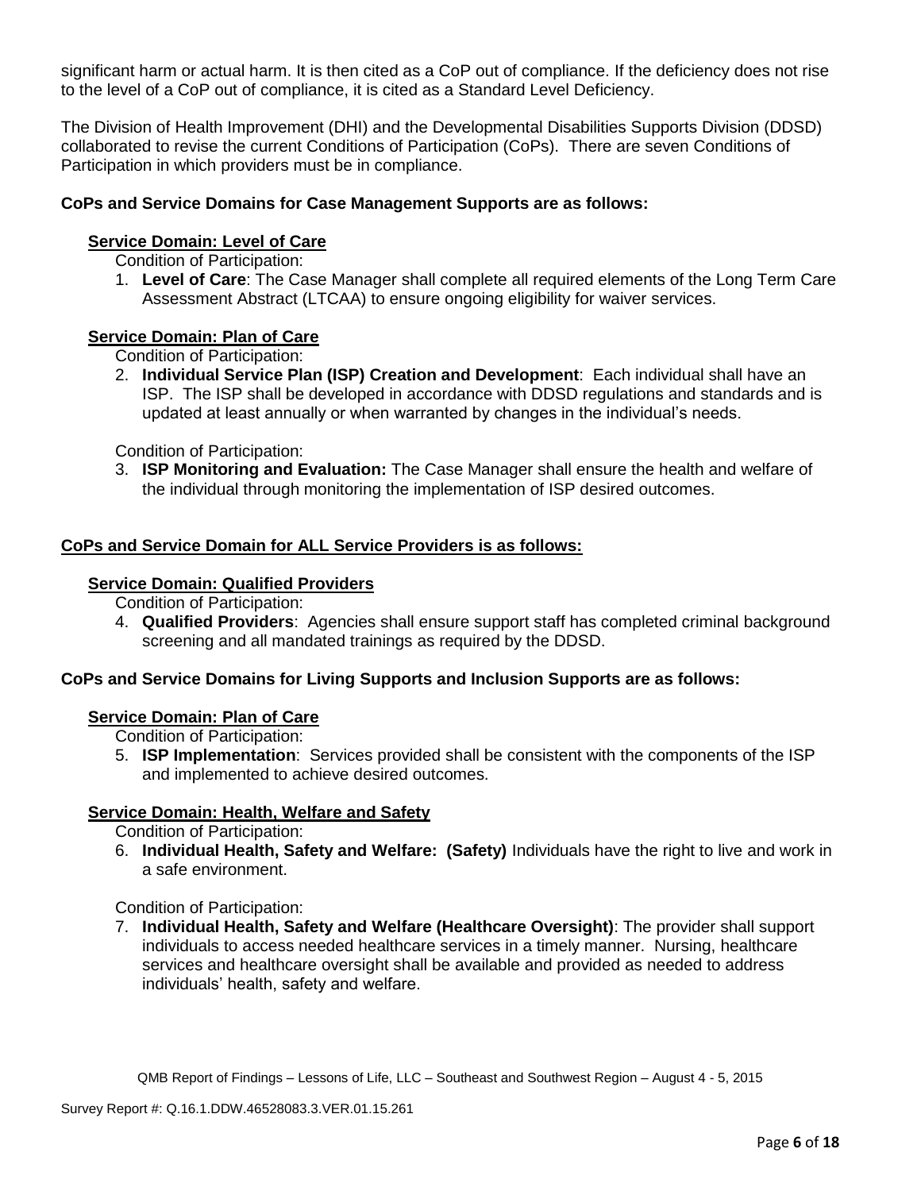significant harm or actual harm. It is then cited as a CoP out of compliance. If the deficiency does not rise to the level of a CoP out of compliance, it is cited as a Standard Level Deficiency.

The Division of Health Improvement (DHI) and the Developmental Disabilities Supports Division (DDSD) collaborated to revise the current Conditions of Participation (CoPs). There are seven Conditions of Participation in which providers must be in compliance.

**CoPs and Service Domains for Case Management Supports are as follows:**

**Service Domain: Level of Care**

Condition of Participation:

1. **Level of Care**: The Case Manager shall complete all required elements of the Long Term Care Assessment Abstract (LTCAA) to ensure ongoing eligibility for waiver services.

**Service Domain: Plan of Care**

Condition of Participation:

2. **Individual Service Plan (ISP) Creation and Development**: Each individual shall have an ISP. The ISP shall be developed in accordance with DDSD regulations and standards and is updated at least annually or when warranted by changes in the individual's needs.

Condition of Participation:

3. **ISP Monitoring and Evaluation:** The Case Manager shall ensure the health and welfare of the individual through monitoring the implementation of ISP desired outcomes.

**CoPs and Service Domain for ALL Service Providers is as follows:**

**Service Domain: Qualified Providers**

Condition of Participation:

4. **Qualified Providers**: Agencies shall ensure support staff has completed criminal background screening and all mandated trainings as required by the DDSD.

**CoPs and Service Domains for Living Supports and Inclusion Supports are as follows:**

**Service Domain: Plan of Care**

Condition of Participation:

5. **ISP Implementation**: Services provided shall be consistent with the components of the ISP and implemented to achieve desired outcomes.

**Service Domain: Health, Welfare and Safety**

Condition of Participation:

6. **Individual Health, Safety and Welfare: (Safety)** Individuals have the right to live and work in a safe environment.

Condition of Participation:

7. **Individual Health, Safety and Welfare (Healthcare Oversight)**: The provider shall support individuals to access needed healthcare services in a timely manner. Nursing, healthcare services and healthcare oversight shall be available and provided as needed to address individuals' health, safety and welfare.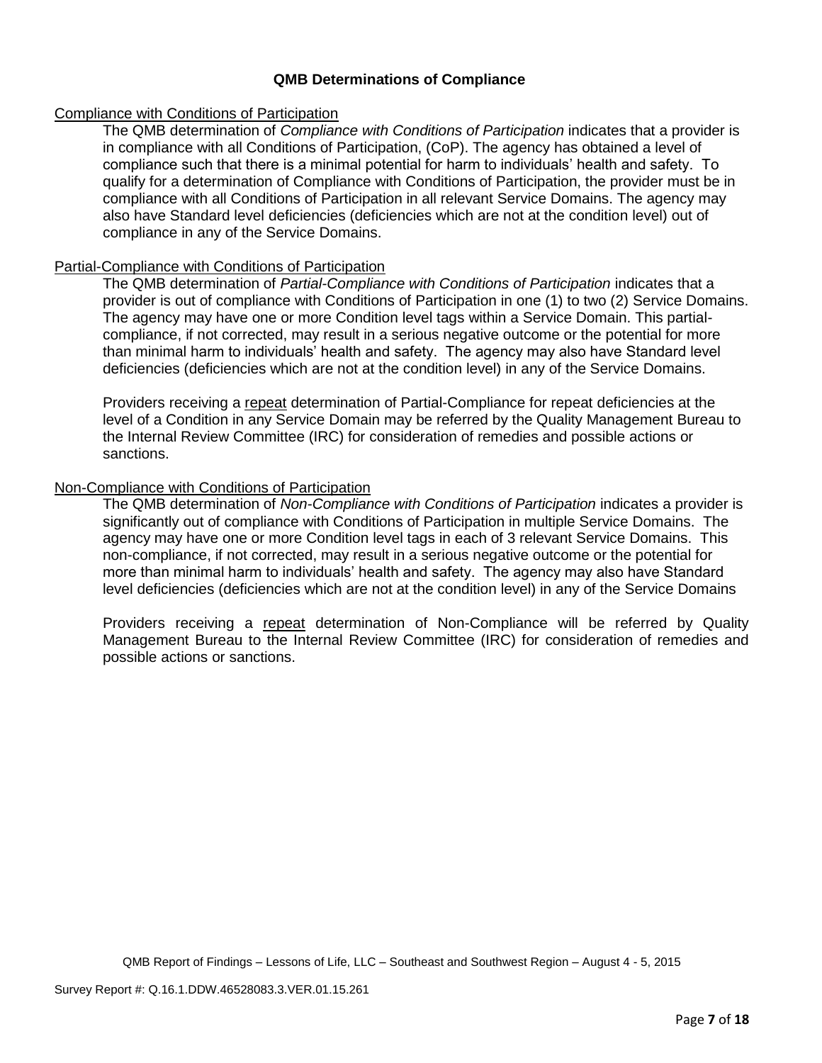## QMB Determinations of Compliance

<u>Compliance with Conditions of Participation</u>

The QMB determination of *Compliance with Conditions of Participation* indicates that a provider is in compliance with all Conditions of Participation, (CoP). The agency has obtained a level of compliance such that there is a minimal potential for harm to individuals' health and safety. To qualify for a determination of Compliance with Conditions of Participation, the provider must be in compliance with all Conditions of Participation in all relevant Service Domains. The agency may also have Standard level deficiencies (deficiencies which are not at the condition level) out of compliance in any of the Service Domains.

<u>Partial-Compliance with Conditions of Participation</u>

The QMB determination of *Partial-Compliance with Conditions of Participation* indicates that a provider is out of compliance with Conditions of Participation in one (1) to two (2) Service Domains. The agency may have one or more Condition level tags within a Service Domain. This partial-compliance, if not corrected, may result in a serious negative outcome or the potential for more than minimal harm to individuals' health and safety. The agency may also have Standard level deficiencies (deficiencies which are not at the condition level) in any of the Service Domains.

Providers receiving a <u>repeat</u> determination of Partial-Compliance for repeat deficiencies at the level of a Condition in any Service Domain may be referred by the Quality Management Bureau to the Internal Review Committee (IRC) for consideration of remedies and possible actions or sanctions.

<u>Non-Compliance with Conditions of Participation</u>

The QMB determination of *Non-Compliance with Conditions of Participation* indicates a provider is significantly out of compliance with Conditions of Participation in multiple Service Domains. The agency may have one or more Condition level tags in each of 3 relevant Service Domains. This non-compliance, if not corrected, may result in a serious negative outcome or the potential for more than minimal harm to individuals' health and safety. The agency may also have Standard level deficiencies (deficiencies which are not at the condition level) in any of the Service Domains

Providers receiving a <u>repeat</u> determination of Non-Compliance will be referred by Quality Management Bureau to the Internal Review Committee (IRC) for consideration of remedies and possible actions or sanctions.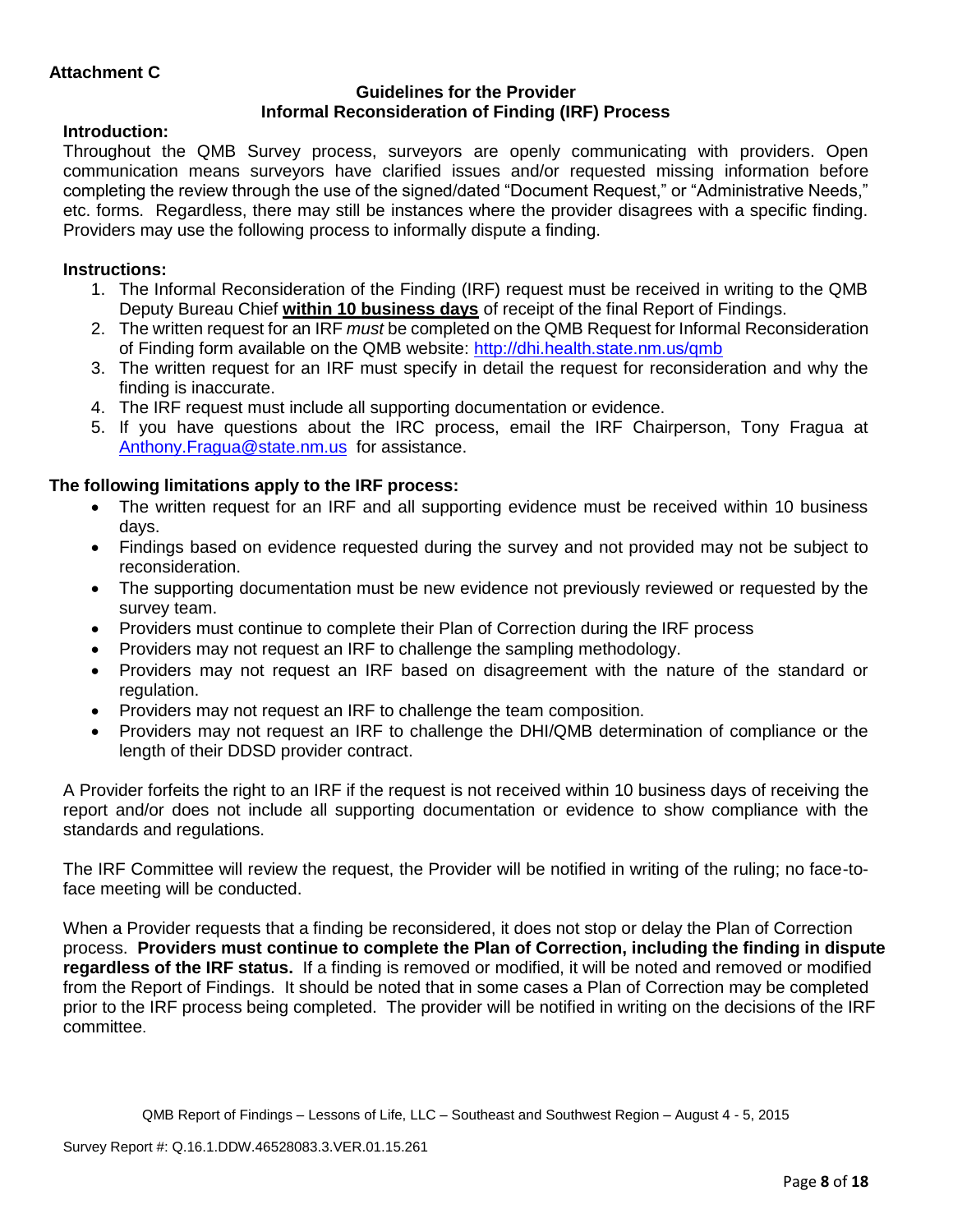**Attachment C**

**Guidelines for the Provider**
**Informal Reconsideration of Finding (IRF) Process**

**Introduction:**

Throughout the QMB Survey process, surveyors are openly communicating with providers. Open communication means surveyors have clarified issues and/or requested missing information before completing the review through the use of the signed/dated "Document Request," or "Administrative Needs," etc. forms. Regardless, there may still be instances where the provider disagrees with a specific finding. Providers may use the following process to informally dispute a finding.

**Instructions:**

1. The Informal Reconsideration of the Finding (IRF) request must be received in writing to the QMB Deputy Bureau Chief **within 10 business days** of receipt of the final Report of Findings.
2. The written request for an IRF *must* be completed on the QMB Request for Informal Reconsideration of Finding form available on the QMB website: http://dhi.health.state.nm.us/qmb
3. The written request for an IRF must specify in detail the request for reconsideration and why the finding is inaccurate.
4. The IRF request must include all supporting documentation or evidence.
5. If you have questions about the IRC process, email the IRF Chairperson, Tony Fragua at Anthony.Fragua@state.nm.us for assistance.

**The following limitations apply to the IRF process:**

- The written request for an IRF and all supporting evidence must be received within 10 business days.
- Findings based on evidence requested during the survey and not provided may not be subject to reconsideration.
- The supporting documentation must be new evidence not previously reviewed or requested by the survey team.
- Providers must continue to complete their Plan of Correction during the IRF process
- Providers may not request an IRF to challenge the sampling methodology.
- Providers may not request an IRF based on disagreement with the nature of the standard or regulation.
- Providers may not request an IRF to challenge the team composition.
- Providers may not request an IRF to challenge the DHI/QMB determination of compliance or the length of their DDSD provider contract.

A Provider forfeits the right to an IRF if the request is not received within 10 business days of receiving the report and/or does not include all supporting documentation or evidence to show compliance with the standards and regulations.

The IRF Committee will review the request, the Provider will be notified in writing of the ruling; no face-to-face meeting will be conducted.

When a Provider requests that a finding be reconsidered, it does not stop or delay the Plan of Correction process. **Providers must continue to complete the Plan of Correction, including the finding in dispute regardless of the IRF status.** If a finding is removed or modified, it will be noted and removed or modified from the Report of Findings. It should be noted that in some cases a Plan of Correction may be completed prior to the IRF process being completed. The provider will be notified in writing on the decisions of the IRF committee.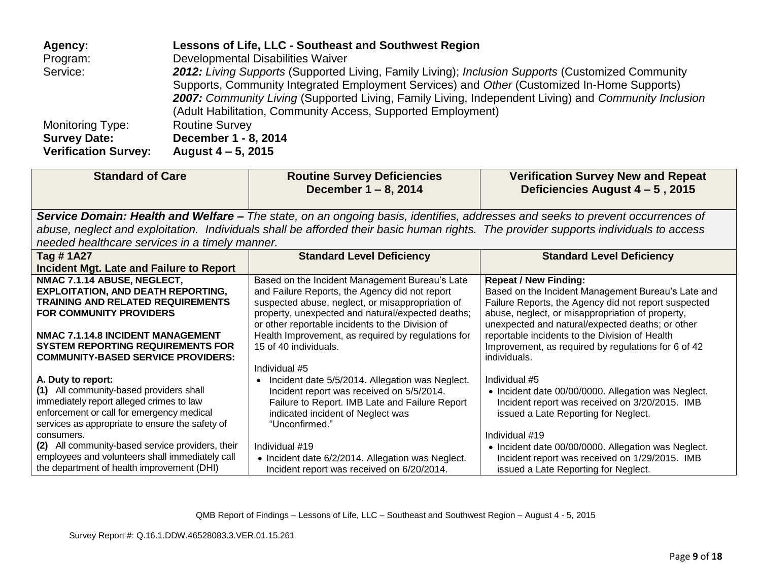**Agency:** **Lessons of Life, LLC - Southeast and Southwest Region**
Program: Developmental Disabilities Waiver
Service: ***2012:*** *Living Supports* (Supported Living, Family Living); *Inclusion Supports* (Customized Community Supports, Community Integrated Employment Services) and *Other* (Customized In-Home Supports)
***2007:*** *Community Living* (Supported Living, Family Living, Independent Living) and *Community Inclusion* (Adult Habilitation, Community Access, Supported Employment)
Monitoring Type: Routine Survey
**Survey Date:** **December 1 - 8, 2014**
**Verification Survey:** **August 4 – 5, 2015**

| Standard of Care | Routine Survey Deficiencies December 1 – 8, 2014 | Verification Survey New and Repeat Deficiencies August 4 – 5 , 2015 |
|---|---|---|
| ***Service Domain: Health and Welfare –*** *The state, on an ongoing basis, identifies, addresses and seeks to prevent occurrences of abuse, neglect and exploitation. Individuals shall be afforded their basic human rights. The provider supports individuals to access needed healthcare services in a timely manner.* | | |
| **Tag # 1A27 Incident Mgt. Late and Failure to Report** | **Standard Level Deficiency** | **Standard Level Deficiency** |
| **NMAC 7.1.14 ABUSE, NEGLECT, EXPLOITATION, AND DEATH REPORTING, TRAINING AND RELATED REQUIREMENTS FOR COMMUNITY PROVIDERS**<br><br>**NMAC 7.1.14.8 INCIDENT MANAGEMENT SYSTEM REPORTING REQUIREMENTS FOR COMMUNITY-BASED SERVICE PROVIDERS:**<br><br>**A. Duty to report:**<br>**(1)** All community-based providers shall immediately report alleged crimes to law enforcement or call for emergency medical services as appropriate to ensure the safety of consumers.<br>**(2)** All community-based service providers, their employees and volunteers shall immediately call the department of health improvement (DHI) | Based on the Incident Management Bureau's Late and Failure Reports, the Agency did not report suspected abuse, neglect, or misappropriation of property, unexpected and natural/expected deaths; or other reportable incidents to the Division of Health Improvement, as required by regulations for 15 of 40 individuals.<br><br>Individual #5<br>• Incident date 5/5/2014. Allegation was Neglect. Incident report was received on 5/5/2014. Failure to Report. IMB Late and Failure Report indicated incident of Neglect was "Unconfirmed."<br><br>Individual #19<br>• Incident date 6/2/2014. Allegation was Neglect. Incident report was received on 6/20/2014. | **Repeat / New Finding:**<br>Based on the Incident Management Bureau's Late and Failure Reports, the Agency did not report suspected abuse, neglect, or misappropriation of property, unexpected and natural/expected deaths; or other reportable incidents to the Division of Health Improvement, as required by regulations for 6 of 42 individuals.<br><br>Individual #5<br>• Incident date 00/00/0000. Allegation was Neglect. Incident report was received on 3/20/2015. IMB issued a Late Reporting for Neglect.<br><br>Individual #19<br>• Incident date 00/00/0000. Allegation was Neglect. Incident report was received on 1/29/2015. IMB issued a Late Reporting for Neglect. |

QMB Report of Findings – Lessons of Life, LLC – Southeast and Southwest Region – August 4 - 5, 2015

Survey Report #: Q.16.1.DDW.46528083.3.VER.01.15.261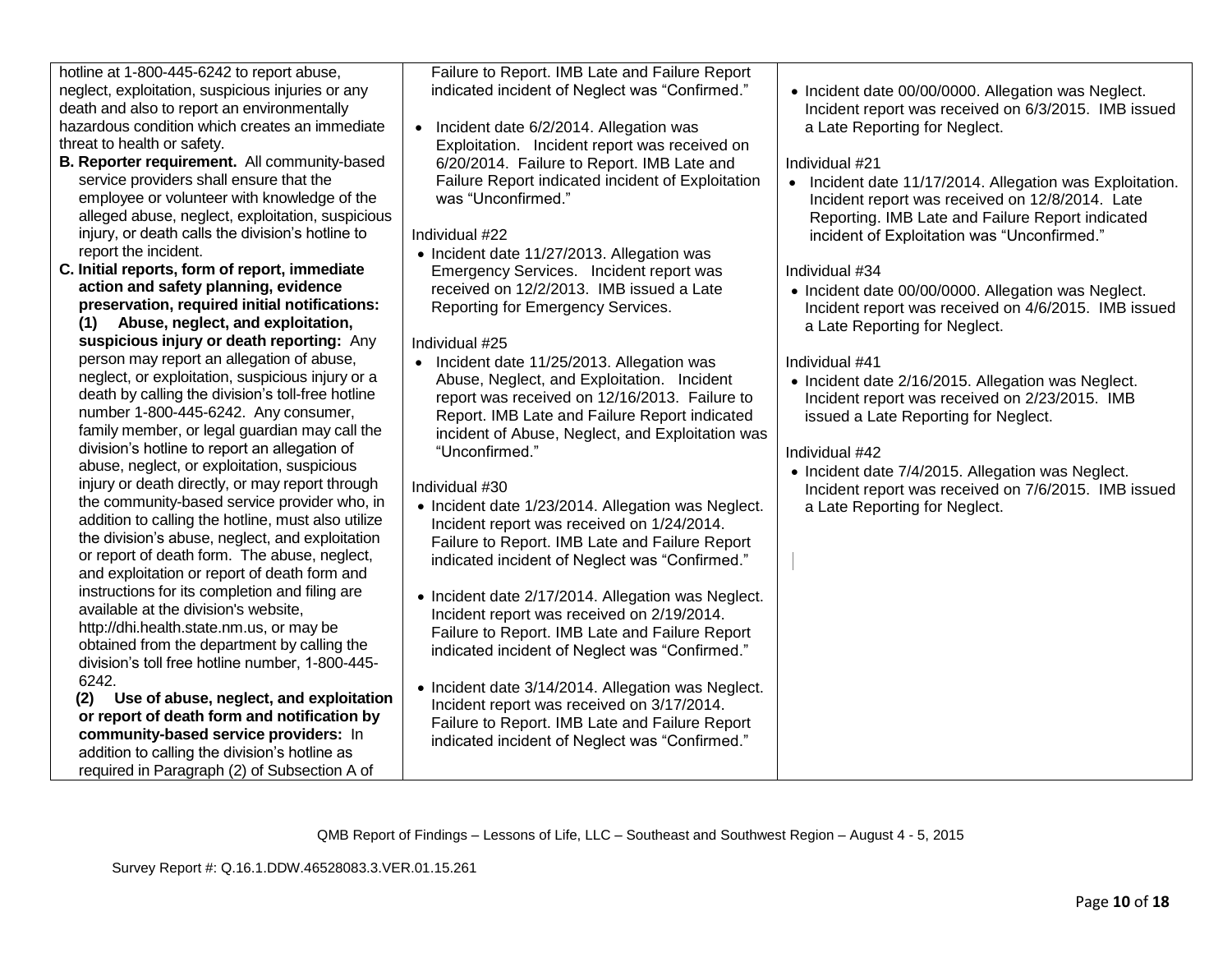| | | |
|---|---|---|
| hotline at 1-800-445-6242 to report abuse, neglect, exploitation, suspicious injuries or any death and also to report an environmentally hazardous condition which creates an immediate threat to health or safety.<br>**B. Reporter requirement.** All community-based service providers shall ensure that the employee or volunteer with knowledge of the alleged abuse, neglect, exploitation, suspicious injury, or death calls the division's hotline to report the incident.<br>**C. Initial reports, form of report, immediate action and safety planning, evidence preservation, required initial notifications:**<br>**(1) Abuse, neglect, and exploitation, suspicious injury or death reporting:** Any person may report an allegation of abuse, neglect, or exploitation, suspicious injury or a death by calling the division's toll-free hotline number 1-800-445-6242. Any consumer, family member, or legal guardian may call the division's hotline to report an allegation of abuse, neglect, or exploitation, suspicious injury or death directly, or may report through the community-based service provider who, in addition to calling the hotline, must also utilize the division's abuse, neglect, and exploitation or report of death form. The abuse, neglect, and exploitation or report of death form and instructions for its completion and filing are available at the division's website, http://dhi.health.state.nm.us, or may be obtained from the department by calling the division's toll free hotline number, 1-800-445-6242.<br>**(2) Use of abuse, neglect, and exploitation or report of death form and notification by community-based service providers:** In addition to calling the division's hotline as required in Paragraph (2) of Subsection A of | Failure to Report. IMB Late and Failure Report indicated incident of Neglect was "Confirmed."<br><br>• Incident date 6/2/2014. Allegation was Exploitation. Incident report was received on 6/20/2014. Failure to Report. IMB Late and Failure Report indicated incident of Exploitation was "Unconfirmed."<br><br>Individual #22<br>• Incident date 11/27/2013. Allegation was Emergency Services. Incident report was received on 12/2/2013. IMB issued a Late Reporting for Emergency Services.<br><br>Individual #25<br>• Incident date 11/25/2013. Allegation was Abuse, Neglect, and Exploitation. Incident report was received on 12/16/2013. Failure to Report. IMB Late and Failure Report indicated incident of Abuse, Neglect, and Exploitation was "Unconfirmed."<br><br>Individual #30<br>• Incident date 1/23/2014. Allegation was Neglect. Incident report was received on 1/24/2014. Failure to Report. IMB Late and Failure Report indicated incident of Neglect was "Confirmed."<br><br>• Incident date 2/17/2014. Allegation was Neglect. Incident report was received on 2/19/2014. Failure to Report. IMB Late and Failure Report indicated incident of Neglect was "Confirmed."<br><br>• Incident date 3/14/2014. Allegation was Neglect. Incident report was received on 3/17/2014. Failure to Report. IMB Late and Failure Report indicated incident of Neglect was "Confirmed." | • Incident date 00/00/0000. Allegation was Neglect. Incident report was received on 6/3/2015. IMB issued a Late Reporting for Neglect.<br><br>Individual #21<br>• Incident date 11/17/2014. Allegation was Exploitation. Incident report was received on 12/8/2014. Late Reporting. IMB Late and Failure Report indicated incident of Exploitation was "Unconfirmed."<br><br>Individual #34<br>• Incident date 00/00/0000. Allegation was Neglect. Incident report was received on 4/6/2015. IMB issued a Late Reporting for Neglect.<br><br>Individual #41<br>• Incident date 2/16/2015. Allegation was Neglect. Incident report was received on 2/23/2015. IMB issued a Late Reporting for Neglect.<br><br>Individual #42<br>• Incident date 7/4/2015. Allegation was Neglect. Incident report was received on 7/6/2015. IMB issued a Late Reporting for Neglect. |

QMB Report of Findings – Lessons of Life, LLC – Southeast and Southwest Region – August 4 - 5, 2015

Survey Report #: Q.16.1.DDW.46528083.3.VER.01.15.261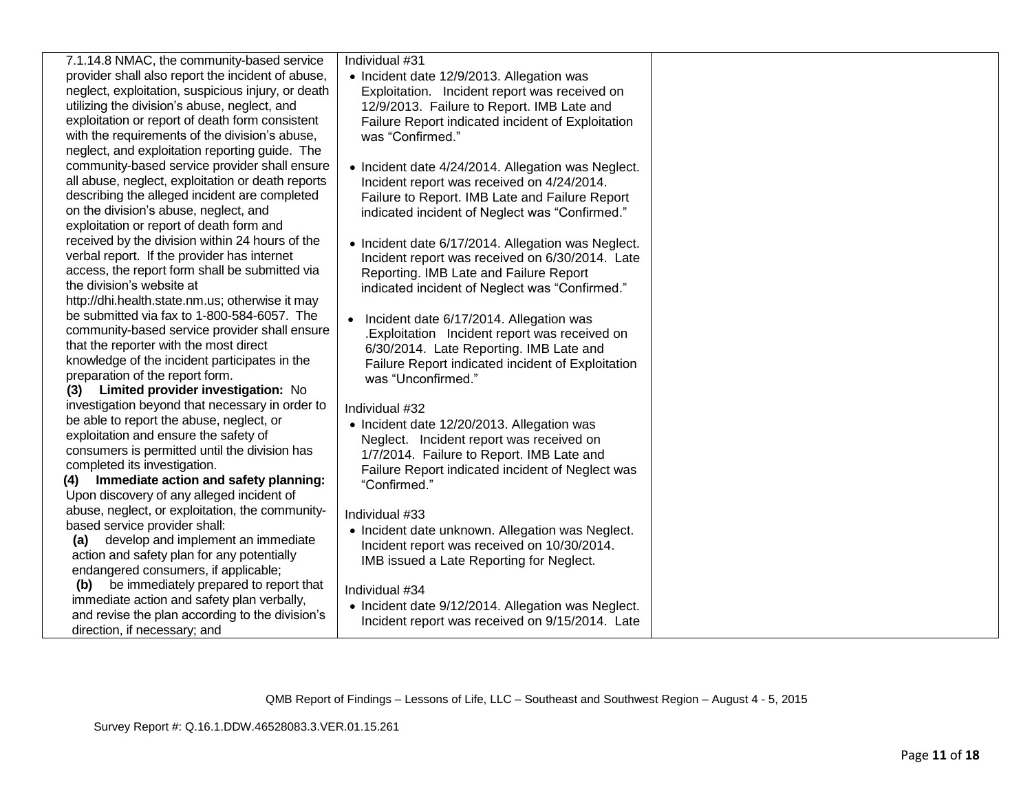| | | |
|---|---|---|
| 7.1.14.8 NMAC, the community-based service provider shall also report the incident of abuse, neglect, exploitation, suspicious injury, or death utilizing the division's abuse, neglect, and exploitation or report of death form consistent with the requirements of the division's abuse, neglect, and exploitation reporting guide. The community-based service provider shall ensure all abuse, neglect, exploitation or death reports describing the alleged incident are completed on the division's abuse, neglect, and exploitation or report of death form and received by the division within 24 hours of the verbal report. If the provider has internet access, the report form shall be submitted via the division's website at http://dhi.health.state.nm.us; otherwise it may be submitted via fax to 1-800-584-6057. The community-based service provider shall ensure that the reporter with the most direct knowledge of the incident participates in the preparation of the report form.<br>**(3) Limited provider investigation:** No investigation beyond that necessary in order to be able to report the abuse, neglect, or exploitation and ensure the safety of consumers is permitted until the division has completed its investigation.<br>**(4) Immediate action and safety planning:** Upon discovery of any alleged incident of abuse, neglect, or exploitation, the community-based service provider shall:<br>**(a)** develop and implement an immediate action and safety plan for any potentially endangered consumers, if applicable;<br>**(b)** be immediately prepared to report that immediate action and safety plan verbally, and revise the plan according to the division's direction, if necessary; and | Individual #31<br>• Incident date 12/9/2013. Allegation was Exploitation. Incident report was received on 12/9/2013. Failure to Report. IMB Late and Failure Report indicated incident of Exploitation was "Confirmed."<br>• Incident date 4/24/2014. Allegation was Neglect. Incident report was received on 4/24/2014. Failure to Report. IMB Late and Failure Report indicated incident of Neglect was "Confirmed."<br>• Incident date 6/17/2014. Allegation was Neglect. Incident report was received on 6/30/2014. Late Reporting. IMB Late and Failure Report indicated incident of Neglect was "Confirmed."<br>• Incident date 6/17/2014. Allegation was .Exploitation Incident report was received on 6/30/2014. Late Reporting. IMB Late and Failure Report indicated incident of Exploitation was "Unconfirmed."<br><br>Individual #32<br>• Incident date 12/20/2013. Allegation was Neglect. Incident report was received on 1/7/2014. Failure to Report. IMB Late and Failure Report indicated incident of Neglect was "Confirmed."<br><br>Individual #33<br>• Incident date unknown. Allegation was Neglect. Incident report was received on 10/30/2014. IMB issued a Late Reporting for Neglect.<br><br>Individual #34<br>• Incident date 9/12/2014. Allegation was Neglect. Incident report was received on 9/15/2014. Late | |

QMB Report of Findings – Lessons of Life, LLC – Southeast and Southwest Region – August 4 - 5, 2015

Survey Report #: Q.16.1.DDW.46528083.3.VER.01.15.261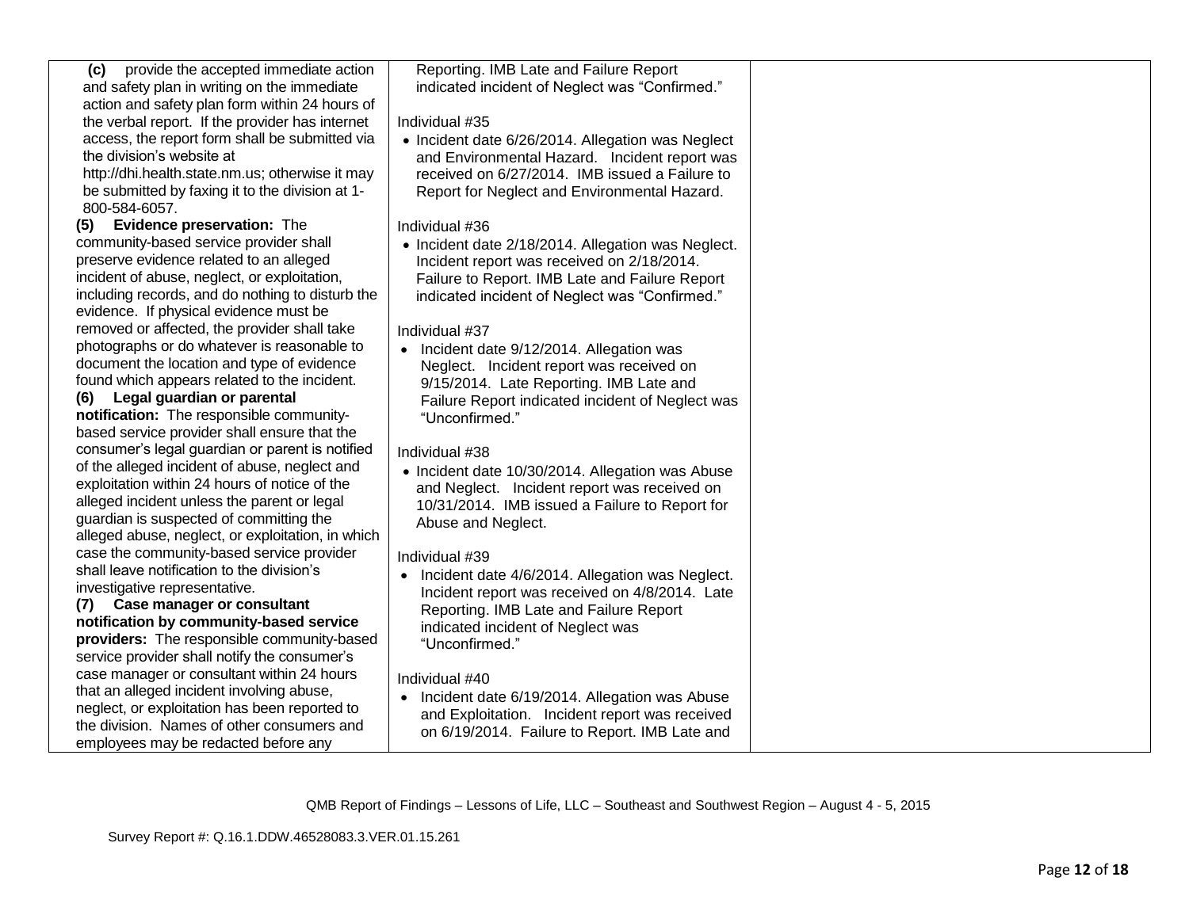| | | |
|---|---|---|
| **(c)** provide the accepted immediate action and safety plan in writing on the immediate action and safety plan form within 24 hours of the verbal report. If the provider has internet access, the report form shall be submitted via the division's website at http://dhi.health.state.nm.us; otherwise it may be submitted by faxing it to the division at 1-800-584-6057.<br>**(5) Evidence preservation:** The community-based service provider shall preserve evidence related to an alleged incident of abuse, neglect, or exploitation, including records, and do nothing to disturb the evidence. If physical evidence must be removed or affected, the provider shall take photographs or do whatever is reasonable to document the location and type of evidence found which appears related to the incident.<br>**(6) Legal guardian or parental notification:** The responsible community-based service provider shall ensure that the consumer's legal guardian or parent is notified of the alleged incident of abuse, neglect and exploitation within 24 hours of notice of the alleged incident unless the parent or legal guardian is suspected of committing the alleged abuse, neglect, or exploitation, in which case the community-based service provider shall leave notification to the division's investigative representative.<br>**(7) Case manager or consultant notification by community-based service providers:** The responsible community-based service provider shall notify the consumer's case manager or consultant within 24 hours that an alleged incident involving abuse, neglect, or exploitation has been reported to the division. Names of other consumers and employees may be redacted before any | Reporting. IMB Late and Failure Report indicated incident of Neglect was "Confirmed."<br><br>Individual #35<br>• Incident date 6/26/2014. Allegation was Neglect and Environmental Hazard. Incident report was received on 6/27/2014. IMB issued a Failure to Report for Neglect and Environmental Hazard.<br><br>Individual #36<br>• Incident date 2/18/2014. Allegation was Neglect. Incident report was received on 2/18/2014. Failure to Report. IMB Late and Failure Report indicated incident of Neglect was "Confirmed."<br><br>Individual #37<br>• Incident date 9/12/2014. Allegation was Neglect. Incident report was received on 9/15/2014. Late Reporting. IMB Late and Failure Report indicated incident of Neglect was "Unconfirmed."<br><br>Individual #38<br>• Incident date 10/30/2014. Allegation was Abuse and Neglect. Incident report was received on 10/31/2014. IMB issued a Failure to Report for Abuse and Neglect.<br><br>Individual #39<br>• Incident date 4/6/2014. Allegation was Neglect. Incident report was received on 4/8/2014. Late Reporting. IMB Late and Failure Report indicated incident of Neglect was "Unconfirmed."<br><br>Individual #40<br>• Incident date 6/19/2014. Allegation was Abuse and Exploitation. Incident report was received on 6/19/2014. Failure to Report. IMB Late and | |

QMB Report of Findings – Lessons of Life, LLC – Southeast and Southwest Region – August 4 - 5, 2015

Survey Report #: Q.16.1.DDW.46528083.3.VER.01.15.261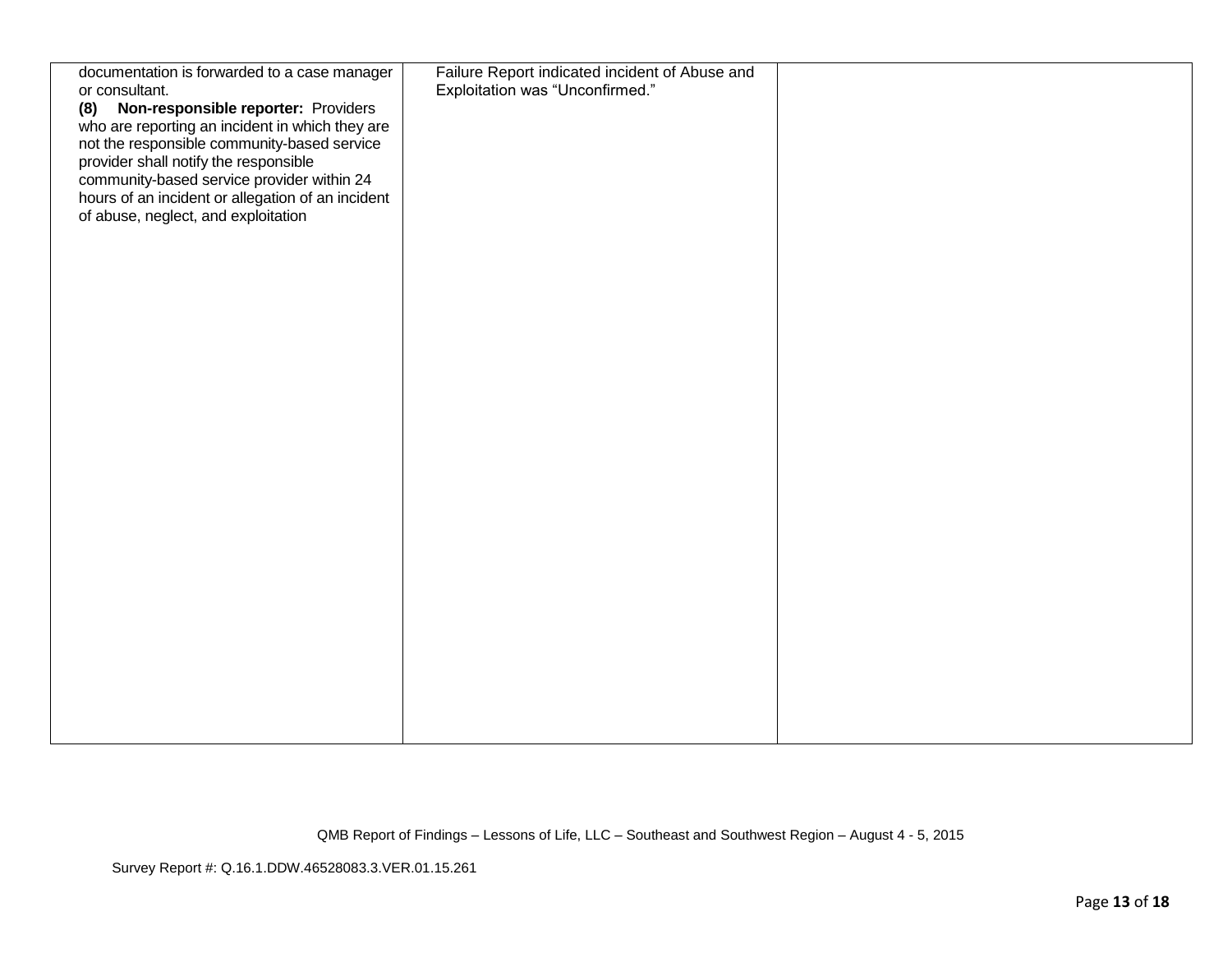| | | |
|---|---|---|
| documentation is forwarded to a case manager or consultant.<br>**(8) Non-responsible reporter:** Providers who are reporting an incident in which they are not the responsible community-based service provider shall notify the responsible community-based service provider within 24 hours of an incident or allegation of an incident of abuse, neglect, and exploitation | Failure Report indicated incident of Abuse and Exploitation was "Unconfirmed." | |

QMB Report of Findings – Lessons of Life, LLC – Southeast and Southwest Region – August 4 - 5, 2015

Survey Report #: Q.16.1.DDW.46528083.3.VER.01.15.261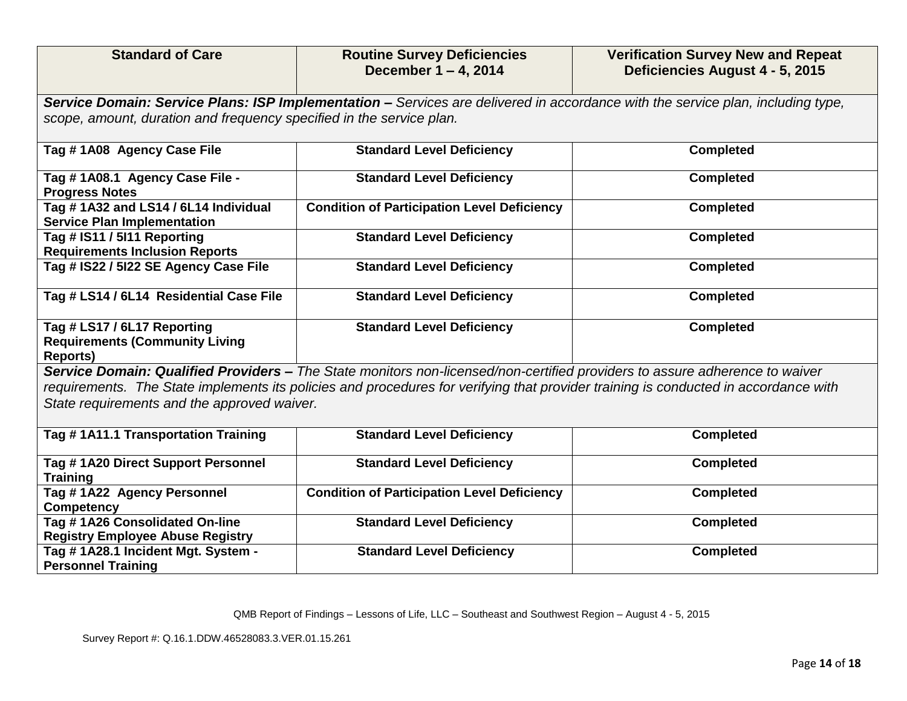| Standard of Care | Routine Survey Deficiencies December 1 – 4, 2014 | Verification Survey New and Repeat Deficiencies August 4 - 5, 2015 |
|---|---|---|
| ***Service Domain: Service Plans: ISP Implementation –*** *Services are delivered in accordance with the service plan, including type, scope, amount, duration and frequency specified in the service plan.* | | |
| **Tag # 1A08 Agency Case File** | **Standard Level Deficiency** | **Completed** |
| **Tag # 1A08.1 Agency Case File - Progress Notes** | **Standard Level Deficiency** | **Completed** |
| **Tag # 1A32 and LS14 / 6L14 Individual Service Plan Implementation** | **Condition of Participation Level Deficiency** | **Completed** |
| **Tag # IS11 / 5I11 Reporting Requirements Inclusion Reports** | **Standard Level Deficiency** | **Completed** |
| **Tag # IS22 / 5I22 SE Agency Case File** | **Standard Level Deficiency** | **Completed** |
| **Tag # LS14 / 6L14 Residential Case File** | **Standard Level Deficiency** | **Completed** |
| **Tag # LS17 / 6L17 Reporting Requirements (Community Living Reports)** | **Standard Level Deficiency** | **Completed** |
| ***Service Domain: Qualified Providers –*** *The State monitors non-licensed/non-certified providers to assure adherence to waiver requirements. The State implements its policies and procedures for verifying that provider training is conducted in accordance with State requirements and the approved waiver.* | | |
| **Tag # 1A11.1 Transportation Training** | **Standard Level Deficiency** | **Completed** |
| **Tag # 1A20 Direct Support Personnel Training** | **Standard Level Deficiency** | **Completed** |
| **Tag # 1A22 Agency Personnel Competency** | **Condition of Participation Level Deficiency** | **Completed** |
| **Tag # 1A26 Consolidated On-line Registry Employee Abuse Registry** | **Standard Level Deficiency** | **Completed** |
| **Tag # 1A28.1 Incident Mgt. System - Personnel Training** | **Standard Level Deficiency** | **Completed** |

QMB Report of Findings – Lessons of Life, LLC – Southeast and Southwest Region – August 4 - 5, 2015

Survey Report #: Q.16.1.DDW.46528083.3.VER.01.15.261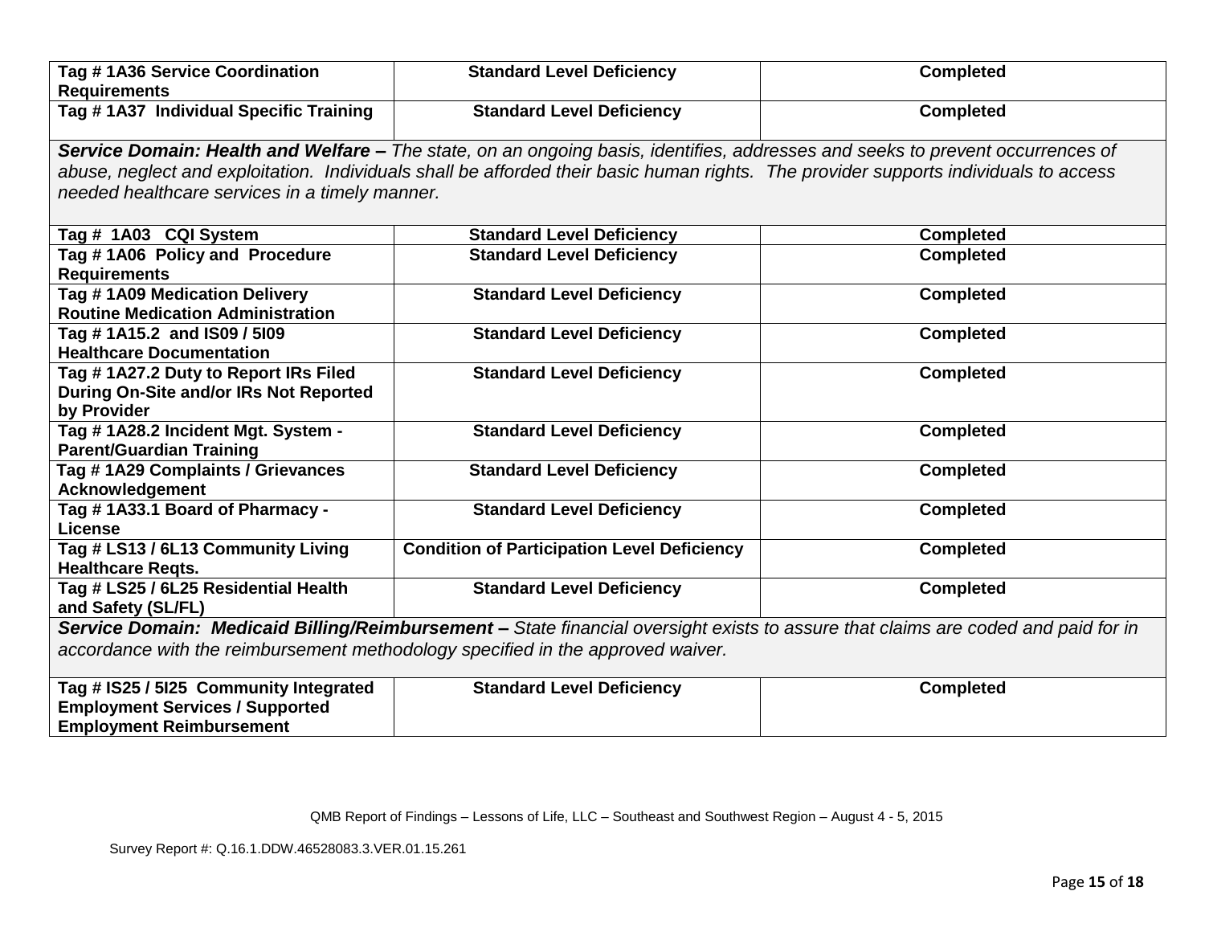| Tag # 1A36 Service Coordination Requirements | Standard Level Deficiency | Completed |
|---|---|---|
| Tag # 1A37 Individual Specific Training | Standard Level Deficiency | Completed |
| ***Service Domain: Health and Welfare –*** *The state, on an ongoing basis, identifies, addresses and seeks to prevent occurrences of abuse, neglect and exploitation. Individuals shall be afforded their basic human rights. The provider supports individuals to access needed healthcare services in a timely manner.* | | |
| Tag # 1A03 CQI System | Standard Level Deficiency | Completed |
| Tag # 1A06 Policy and Procedure Requirements | Standard Level Deficiency | Completed |
| Tag # 1A09 Medication Delivery Routine Medication Administration | Standard Level Deficiency | Completed |
| Tag # 1A15.2 and IS09 / 5I09 Healthcare Documentation | Standard Level Deficiency | Completed |
| Tag # 1A27.2 Duty to Report IRs Filed During On-Site and/or IRs Not Reported by Provider | Standard Level Deficiency | Completed |
| Tag # 1A28.2 Incident Mgt. System - Parent/Guardian Training | Standard Level Deficiency | Completed |
| Tag # 1A29 Complaints / Grievances Acknowledgement | Standard Level Deficiency | Completed |
| Tag # 1A33.1 Board of Pharmacy - License | Standard Level Deficiency | Completed |
| Tag # LS13 / 6L13 Community Living Healthcare Reqts. | Condition of Participation Level Deficiency | Completed |
| Tag # LS25 / 6L25 Residential Health and Safety (SL/FL) | Standard Level Deficiency | Completed |
| ***Service Domain: Medicaid Billing/Reimbursement –*** *State financial oversight exists to assure that claims are coded and paid for in accordance with the reimbursement methodology specified in the approved waiver.* | | |
| Tag # IS25 / 5I25 Community Integrated Employment Services / Supported Employment Reimbursement | Standard Level Deficiency | Completed |

QMB Report of Findings – Lessons of Life, LLC – Southeast and Southwest Region – August 4 - 5, 2015

Survey Report #: Q.16.1.DDW.46528083.3.VER.01.15.261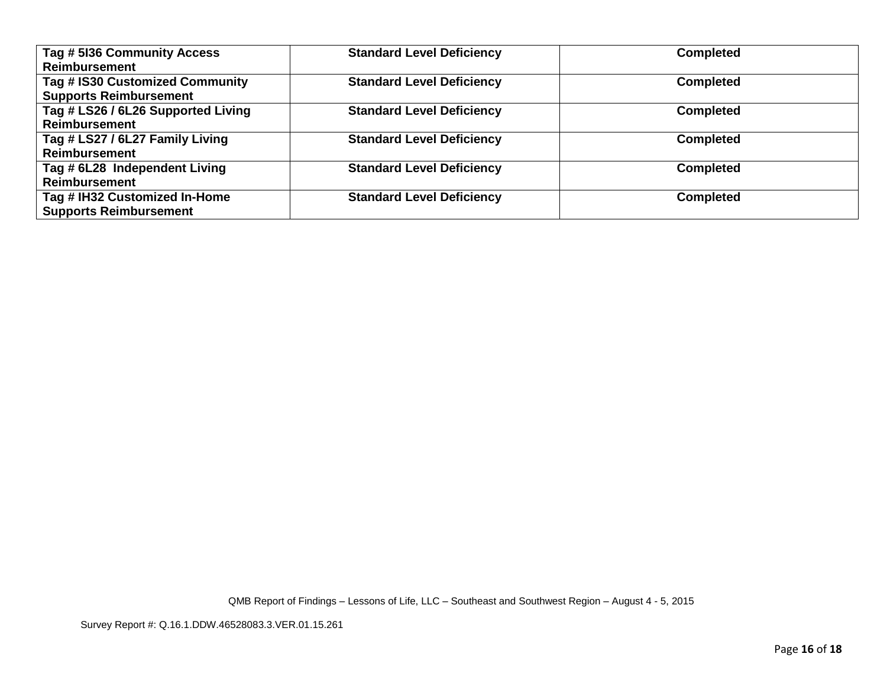| **Tag # 5I36 Community Access Reimbursement** | **Standard Level Deficiency** | **Completed** |
|---|---|---|
| **Tag # IS30 Customized Community Supports Reimbursement** | **Standard Level Deficiency** | **Completed** |
| **Tag # LS26 / 6L26 Supported Living Reimbursement** | **Standard Level Deficiency** | **Completed** |
| **Tag # LS27 / 6L27 Family Living Reimbursement** | **Standard Level Deficiency** | **Completed** |
| **Tag # 6L28 Independent Living Reimbursement** | **Standard Level Deficiency** | **Completed** |
| **Tag # IH32 Customized In-Home Supports Reimbursement** | **Standard Level Deficiency** | **Completed** |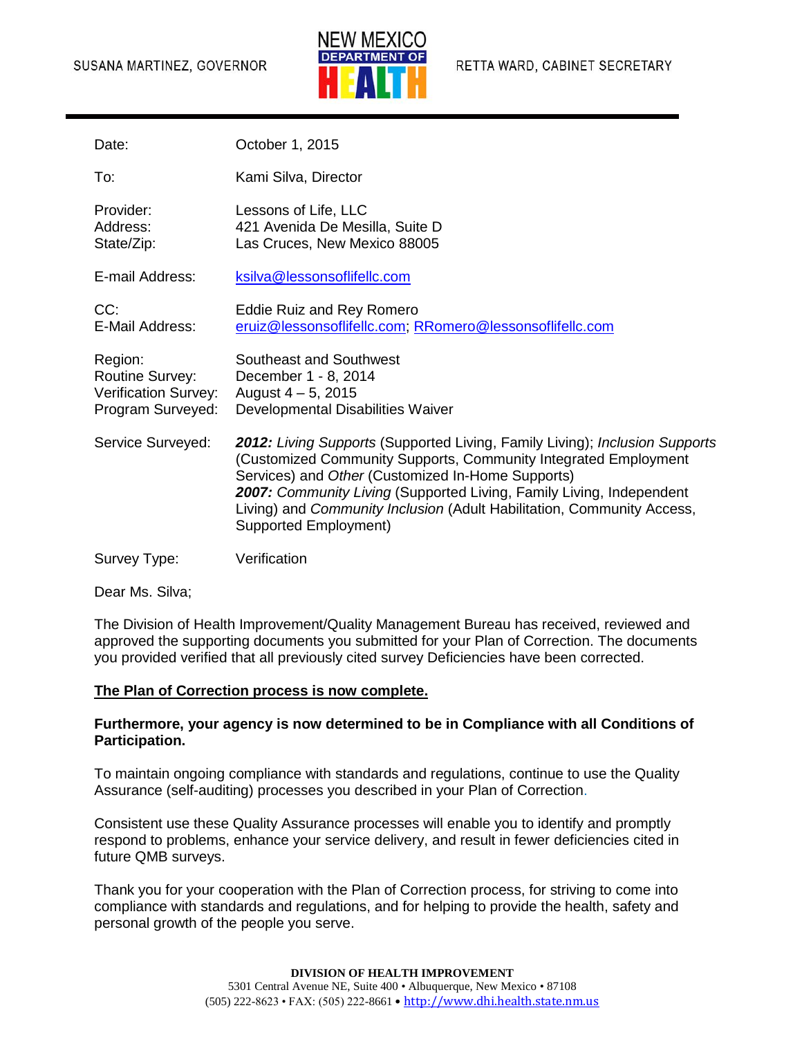SUSANA MARTINEZ, GOVERNOR

NEW MEXICO DEPARTMENT OF HEALTH

RETTA WARD, CABINET SECRETARY

| | |
|---|---|
| Date: | October 1, 2015 |
| To: | Kami Silva, Director |
| Provider:<br>Address:<br>State/Zip: | Lessons of Life, LLC<br>421 Avenida De Mesilla, Suite D<br>Las Cruces, New Mexico 88005 |
| E-mail Address: | ksilva@lessonsoflifellc.com |
| CC:<br>E-Mail Address: | Eddie Ruiz and Rey Romero<br>eruiz@lessonsoflifellc.com; RRomero@lessonsoflifellc.com |
| Region:<br>Routine Survey:<br>Verification Survey:<br>Program Surveyed: | Southeast and Southwest<br>December 1 - 8, 2014<br>August 4 – 5, 2015<br>Developmental Disabilities Waiver |
| Service Surveyed: | ***2012:*** *Living Supports* (Supported Living, Family Living); *Inclusion Supports* (Customized Community Supports, Community Integrated Employment Services) and *Other* (Customized In-Home Supports)<br>***2007:*** *Community Living* (Supported Living, Family Living, Independent Living) and *Community Inclusion* (Adult Habilitation, Community Access, Supported Employment) |
| Survey Type: | Verification |

Dear Ms. Silva;

The Division of Health Improvement/Quality Management Bureau has received, reviewed and approved the supporting documents you submitted for your Plan of Correction. The documents you provided verified that all previously cited survey Deficiencies have been corrected.

**The Plan of Correction process is now complete.**

**Furthermore, your agency is now determined to be in Compliance with all Conditions of Participation.**

To maintain ongoing compliance with standards and regulations, continue to use the Quality Assurance (self-auditing) processes you described in your Plan of Correction.

Consistent use these Quality Assurance processes will enable you to identify and promptly respond to problems, enhance your service delivery, and result in fewer deficiencies cited in future QMB surveys.

Thank you for your cooperation with the Plan of Correction process, for striving to come into compliance with standards and regulations, and for helping to provide the health, safety and personal growth of the people you serve.

**DIVISION OF HEALTH IMPROVEMENT**
5301 Central Avenue NE, Suite 400 • Albuquerque, New Mexico • 87108
(505) 222-8623 • FAX: (505) 222-8661 • http://www.dhi.health.state.nm.us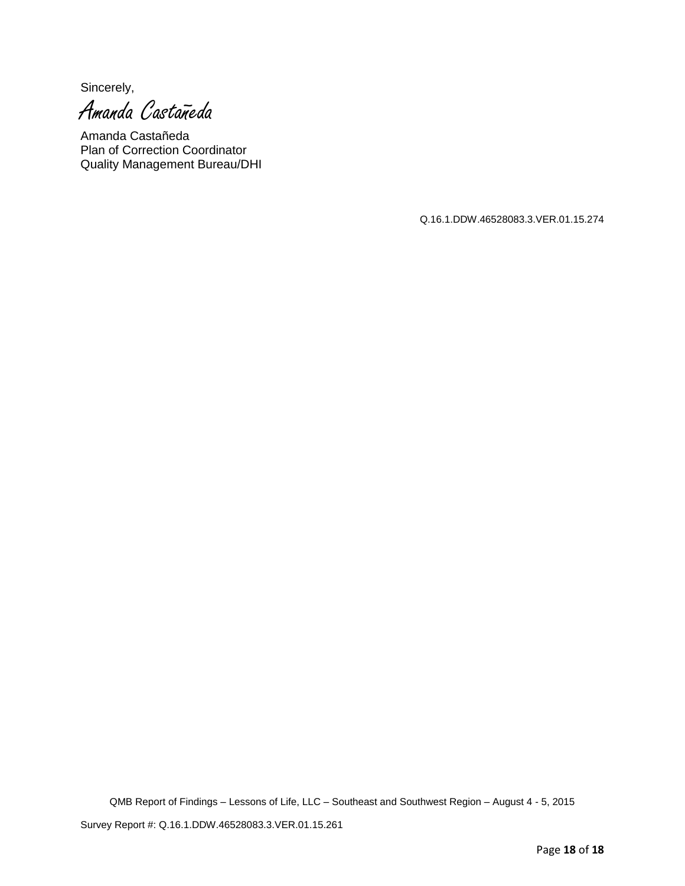Sincerely,

*Amanda Castañeda*

Amanda Castañeda
Plan of Correction Coordinator
Quality Management Bureau/DHI

Q.16.1.DDW.46528083.3.VER.01.15.274